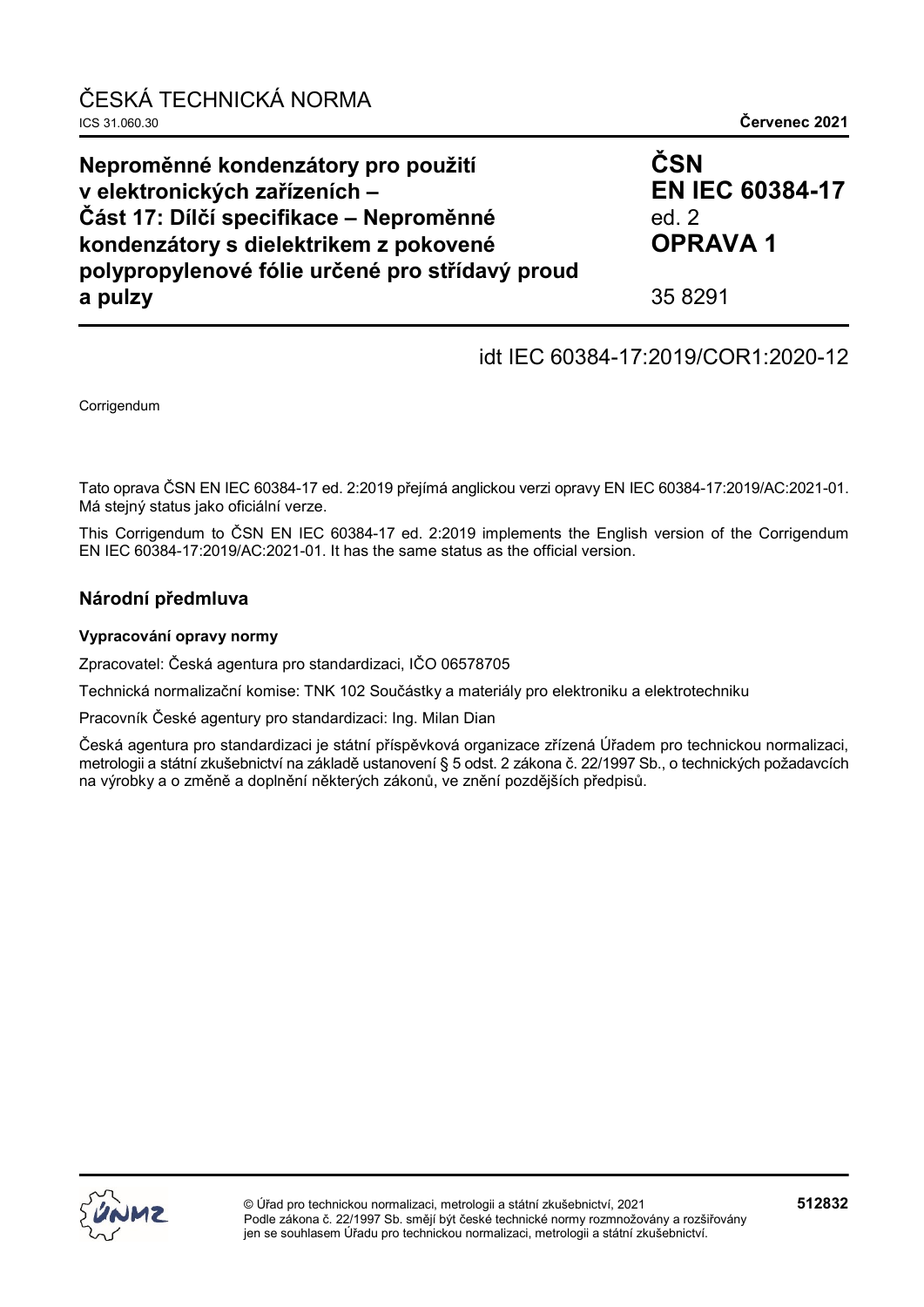ČESKÁ TECHNICKÁ NORMA

ICS 31.060.30 **Červenec 2021**

# Neproměnné kondenzátory pro použití v elektronických zařízeních – Část 17: Dílčí specifikace – Neproměnné kondenzátory s dielektrikem z pokovené polypropylenové fólie určené pro střídavý proud a pulzy

**ČSN**
**EN IEC 60384-17**
ed. 2
**OPRAVA 1**

35 8291

idt IEC 60384-17:2019/COR1:2020-12

Corrigendum

Tato oprava ČSN EN IEC 60384-17 ed. 2:2019 přejímá anglickou verzi opravy EN IEC 60384-17:2019/AC:2021-01. Má stejný status jako oficiální verze.

This Corrigendum to ČSN EN IEC 60384-17 ed. 2:2019 implements the English version of the Corrigendum EN IEC 60384-17:2019/AC:2021-01. It has the same status as the official version.

## Národní předmluva

### Vypracování opravy normy

Zpracovatel: Česká agentura pro standardizaci, IČO 06578705

Technická normalizační komise: TNK 102 Součástky a materiály pro elektroniku a elektrotechniku

Pracovník České agentury pro standardizaci: Ing. Milan Dian

Česká agentura pro standardizaci je státní příspěvková organizace zřízená Úřadem pro technickou normalizaci, metrologii a státní zkušebnictví na základě ustanovení § 5 odst. 2 zákona č. 22/1997 Sb., o technických požadavcích na výrobky a o změně a doplnění některých zákonů, ve znění pozdějších předpisů.

© Úřad pro technickou normalizaci, metrologii a státní zkušebnictví, 2021
Podle zákona č. 22/1997 Sb. smějí být české technické normy rozmnožovány a rozšiřovány jen se souhlasem Úřadu pro technickou normalizaci, metrologii a státní zkušebnictví.

512832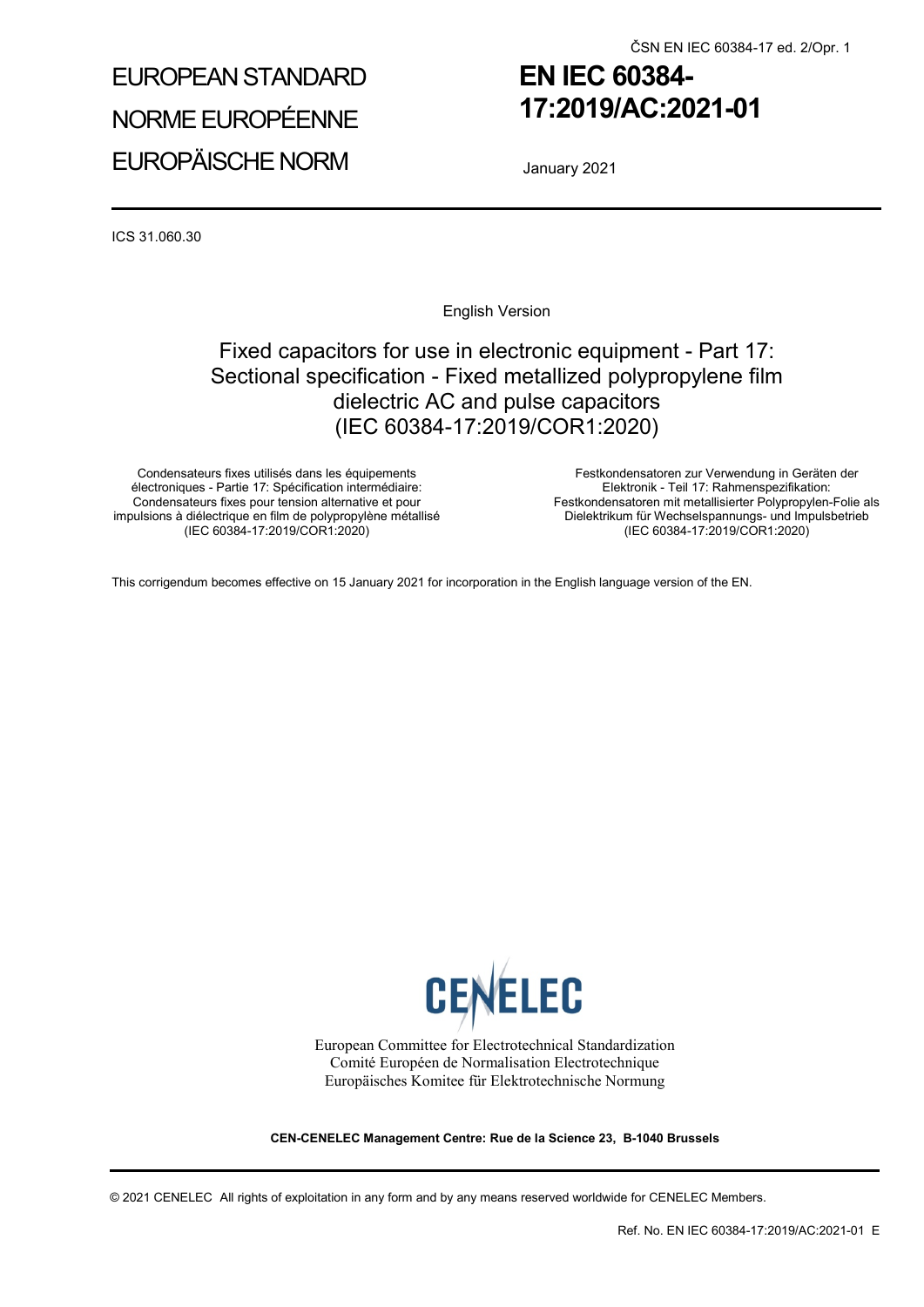ČSN EN IEC 60384-17 ed. 2/Opr. 1

# EUROPEAN STANDARD
# NORME EUROPÉENNE
# EUROPÄISCHE NORM

# EN IEC 60384-17:2019/AC:2021-01

January 2021

ICS 31.060.30

English Version

## Fixed capacitors for use in electronic equipment - Part 17: Sectional specification - Fixed metallized polypropylene film dielectric AC and pulse capacitors (IEC 60384-17:2019/COR1:2020)

Condensateurs fixes utilisés dans les équipements électroniques - Partie 17: Spécification intermédiaire: Condensateurs fixes pour tension alternative et pour impulsions à diélectrique en film de polypropylène métallisé (IEC 60384-17:2019/COR1:2020)

Festkondensatoren zur Verwendung in Geräten der Elektronik - Teil 17: Rahmenspezifikation: Festkondensatoren mit metallisierter Polypropylen-Folie als Dielektrikum für Wechselspannungs- und Impulsbetrieb (IEC 60384-17:2019/COR1:2020)

This corrigendum becomes effective on 15 January 2021 for incorporation in the English language version of the EN.

CENELEC

European Committee for Electrotechnical Standardization
Comité Européen de Normalisation Electrotechnique
Europäisches Komitee für Elektrotechnische Normung

**CEN-CENELEC Management Centre: Rue de la Science 23, B-1040 Brussels**

© 2021 CENELEC All rights of exploitation in any form and by any means reserved worldwide for CENELEC Members.

Ref. No. EN IEC 60384-17:2019/AC:2021-01 E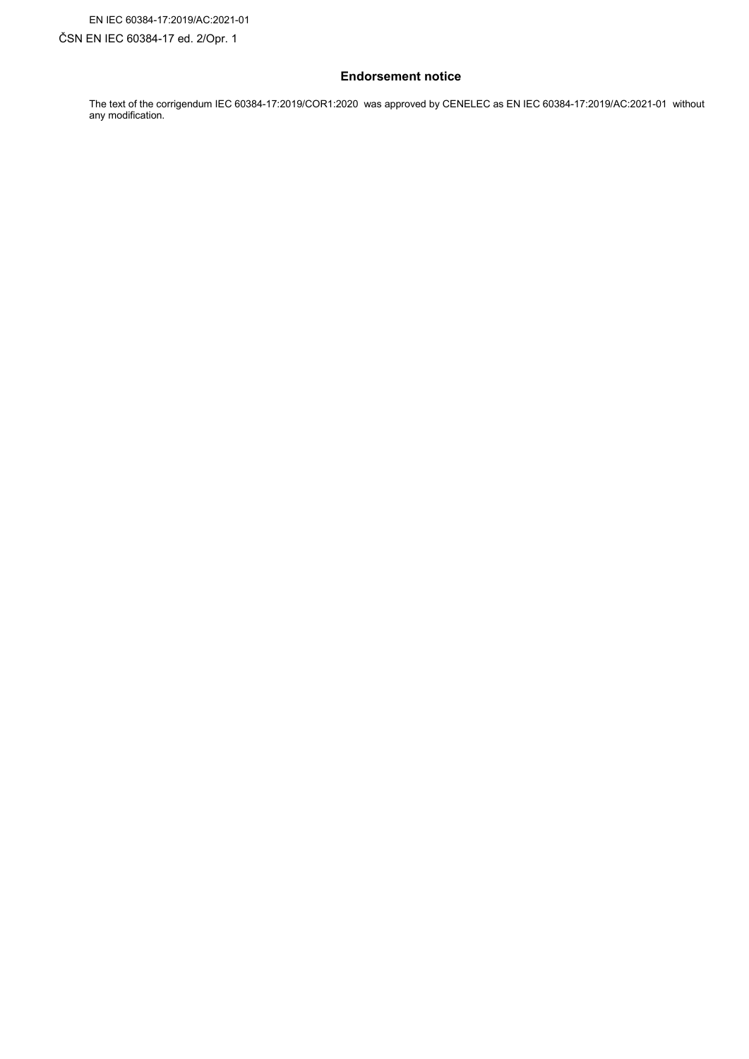## Endorsement notice

The text of the corrigendum IEC 60384-17:2019/COR1:2020 was approved by CENELEC as EN IEC 60384-17:2019/AC:2021-01 without any modification.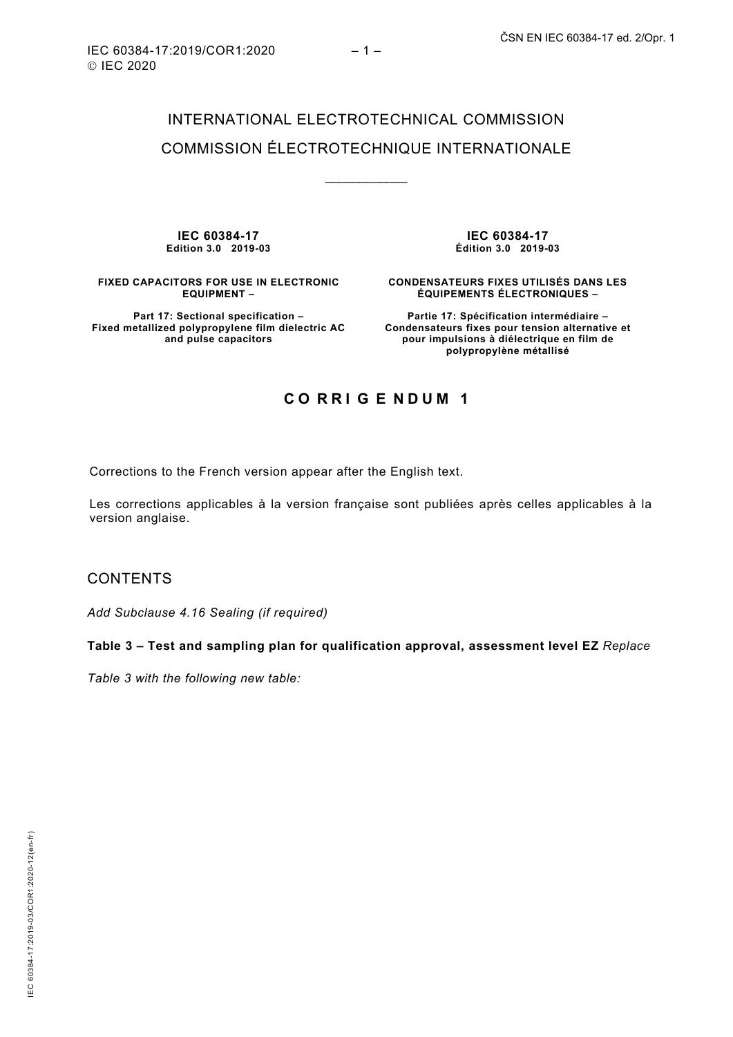# INTERNATIONAL ELECTROTECHNICAL COMMISSION

# COMMISSION ÉLECTROTECHNIQUE INTERNATIONALE

___________

| **IEC 60384-17**<br>**Edition 3.0 2019-03** | **IEC 60384-17**<br>**Édition 3.0 2019-03** |
|---|---|
| **FIXED CAPACITORS FOR USE IN ELECTRONIC EQUIPMENT –** | **CONDENSATEURS FIXES UTILISÉS DANS LES ÉQUIPEMENTS ÉLECTRONIQUES –** |
| **Part 17: Sectional specification – Fixed metallized polypropylene film dielectric AC and pulse capacitors** | **Partie 17: Spécification intermédiaire – Condensateurs fixes pour tension alternative et pour impulsions à diélectrique en film de polypropylène métallisé** |

## CORRIGENDUM 1

Corrections to the French version appear after the English text.

Les corrections applicables à la version française sont publiées après celles applicables à la version anglaise.

## CONTENTS

*Add Subclause 4.16 Sealing (if required)*

**Table 3 – Test and sampling plan for qualification approval, assessment level EZ** *Replace Table 3 with the following new table:*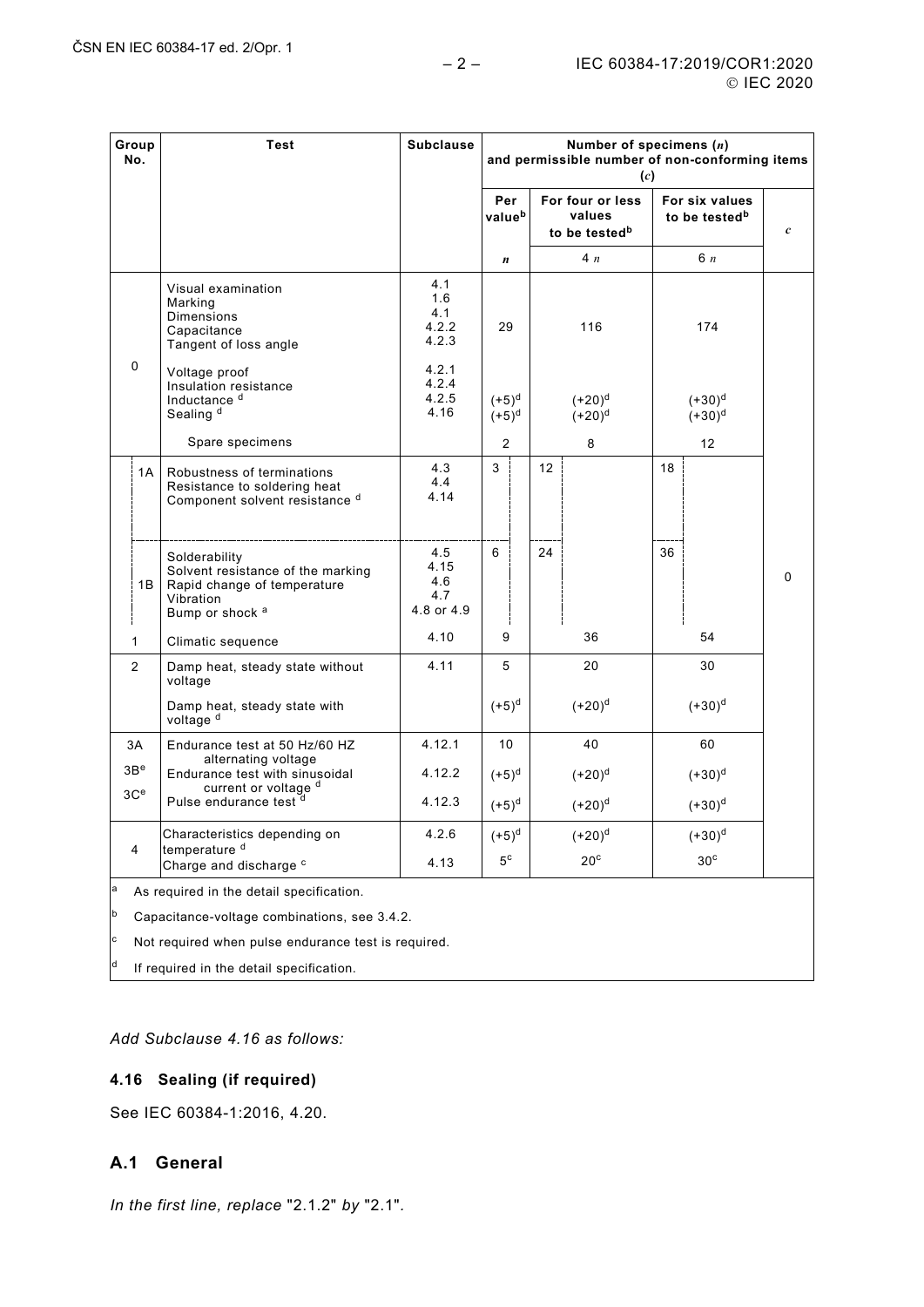| Group No. | Test | Subclause | Number of specimens ($n$) and permissible number of non-conforming items ($c$) | | | |
|---|---|---|---|---|---|---|
| | | | Per value[b] | For four or less values to be tested[b] | For six values to be tested[b] | $c$ |
| | | | $n$ | 4 $n$ | 6 $n$ | |
| 0 | Visual examination<br>Marking<br>Dimensions<br>Capacitance<br>Tangent of loss angle | 4.1<br>1.6<br>4.1<br>4.2.2<br>4.2.3 | 29 | 116 | 174 | 0 |
| | Voltage proof<br>Insulation resistance<br>Inductance [d]<br>Sealing [d] | 4.2.1<br>4.2.4<br>4.2.5<br>4.16 | <br><br>(+5)[d]<br>(+5)[d] | <br><br>(+20)[d]<br>(+20)[d] | <br><br>(+30)[d]<br>(+30)[d] | |
| | Spare specimens | | 2 | 8 | 12 | |
| 1A | Robustness of terminations<br>Resistance to soldering heat<br>Component solvent resistance [d] | 4.3<br>4.4<br>4.14 | 3 | 12 | 18 | |
| 1B | Solderability<br>Solvent resistance of the marking<br>Rapid change of temperature<br>Vibration<br>Bump or shock [a] | 4.5<br>4.15<br>4.6<br>4.7<br>4.8 or 4.9 | 6 | 24 | 36 | |
| 1 | Climatic sequence | 4.10 | 9 | 36 | 54 | |
| 2 | Damp heat, steady state without voltage | 4.11 | 5 | 20 | 30 | |
| | Damp heat, steady state with voltage [d] | | (+5)[d] | (+20)[d] | (+30)[d] | |
| 3A | Endurance test at 50 Hz/60 HZ alternating voltage | 4.12.1 | 10 | 40 | 60 | |
| 3B[e] | Endurance test with sinusoidal current or voltage [d] | 4.12.2 | (+5)[d] | (+20)[d] | (+30)[d] | |
| 3C[e] | Pulse endurance test [d] | 4.12.3 | (+5)[d] | (+20)[d] | (+30)[d] | |
| 4 | Characteristics depending on temperature [d] | 4.2.6 | (+5)[d] | (+20)[d] | (+30)[d] | |
| | Charge and discharge [c] | 4.13 | 5[c] | 20[c] | 30[c] | |

[a] As required in the detail specification.

[b] Capacitance-voltage combinations, see 3.4.2.

[c] Not required when pulse endurance test is required.

[d] If required in the detail specification.

*Add Subclause 4.16 as follows:*

### 4.16 Sealing (if required)

See IEC 60384-1:2016, 4.20.

## A.1 General

*In the first line, replace* "2.1.2" *by* "2.1".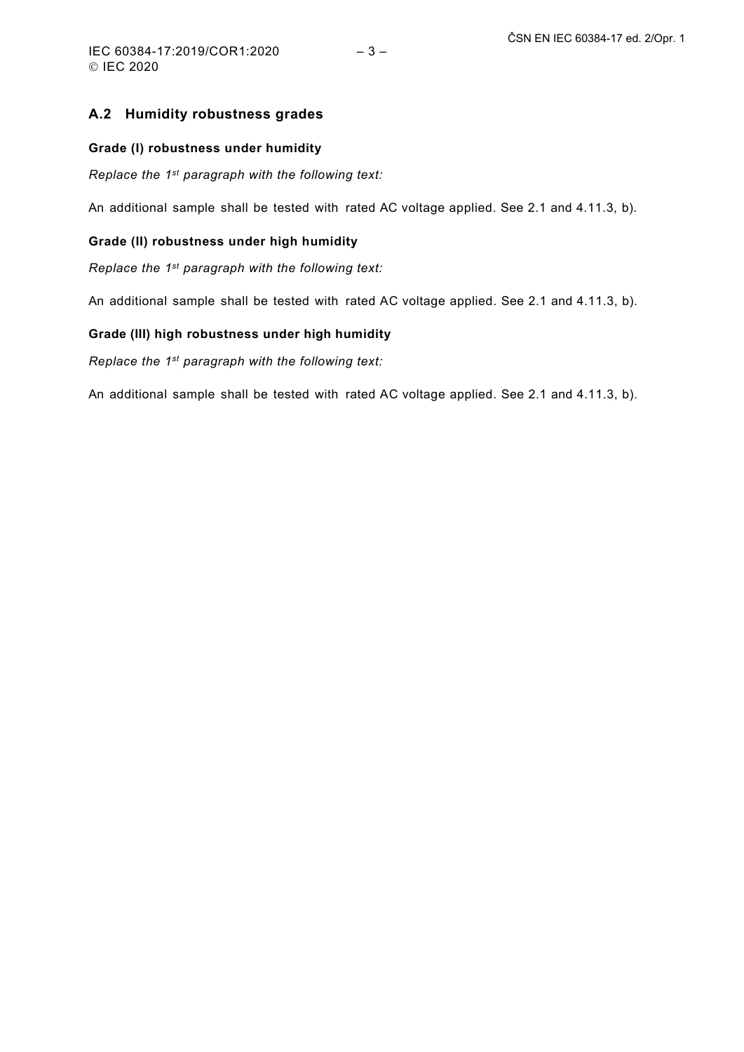## A.2 Humidity robustness grades

### Grade (I) robustness under humidity

*Replace the 1st paragraph with the following text:*

An additional sample shall be tested with rated AC voltage applied. See 2.1 and 4.11.3, b).

### Grade (II) robustness under high humidity

*Replace the 1st paragraph with the following text:*

An additional sample shall be tested with rated AC voltage applied. See 2.1 and 4.11.3, b).

### Grade (III) high robustness under high humidity

*Replace the 1st paragraph with the following text:*

An additional sample shall be tested with rated AC voltage applied. See 2.1 and 4.11.3, b).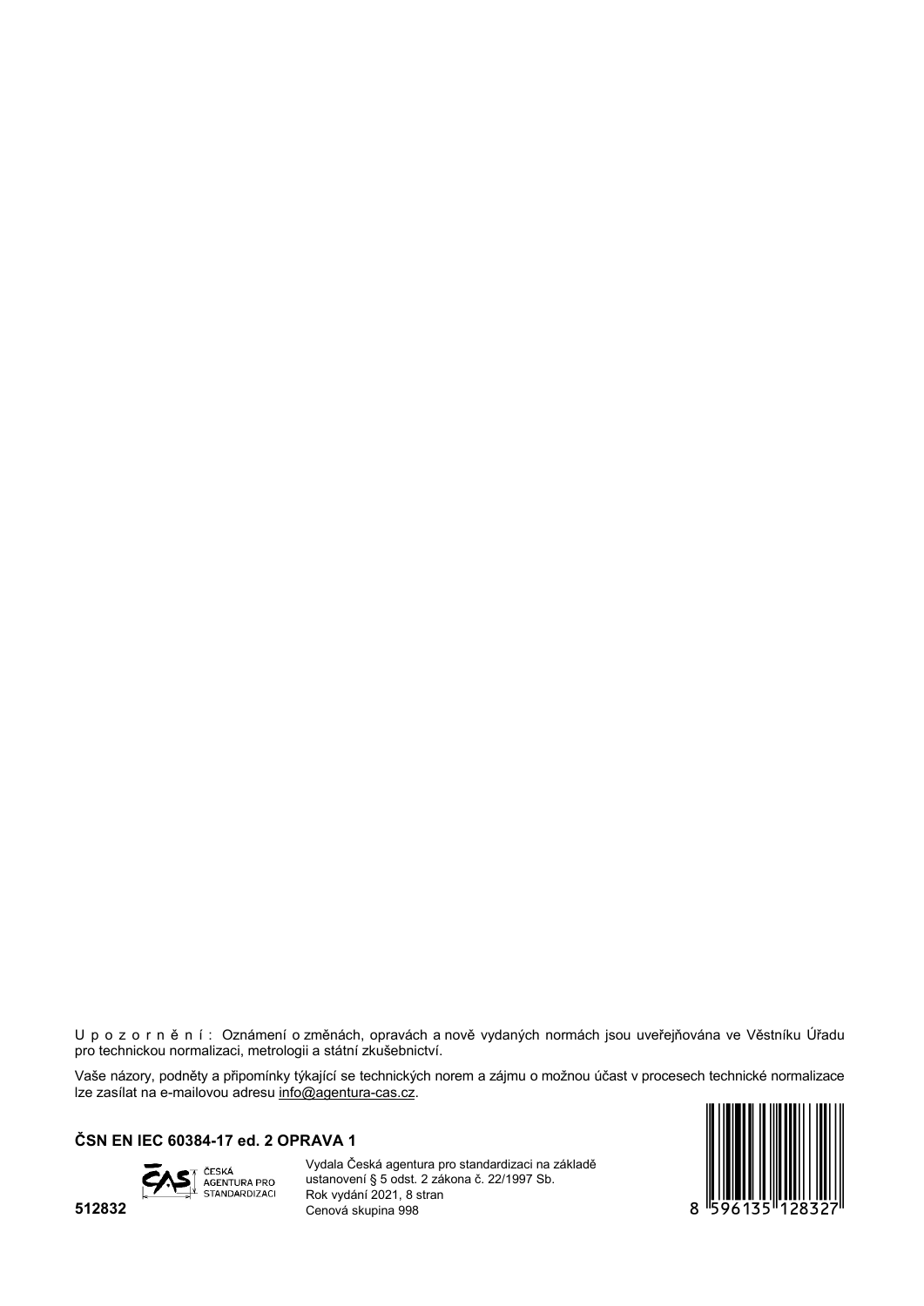U p o z o r n ě n í : Oznámení o změnách, opravách a nově vydaných normách jsou uveřejňována ve Věstníku Úřadu pro technickou normalizaci, metrologii a státní zkušebnictví.

Vaše názory, podněty a připomínky týkající se technických norem a zájmu o možnou účast v procesech technické normalizace lze zasílat na e-mailovou adresu info@agentura-cas.cz.

**ČSN EN IEC 60384-17 ed. 2 OPRAVA 1**

ČESKÁ AGENTURA PRO STANDARDIZACI

Vydala Česká agentura pro standardizaci na základě ustanovení § 5 odst. 2 zákona č. 22/1997 Sb.
Rok vydání 2021, 8 stran
Cenová skupina 998

**512832**

8 596135 128327